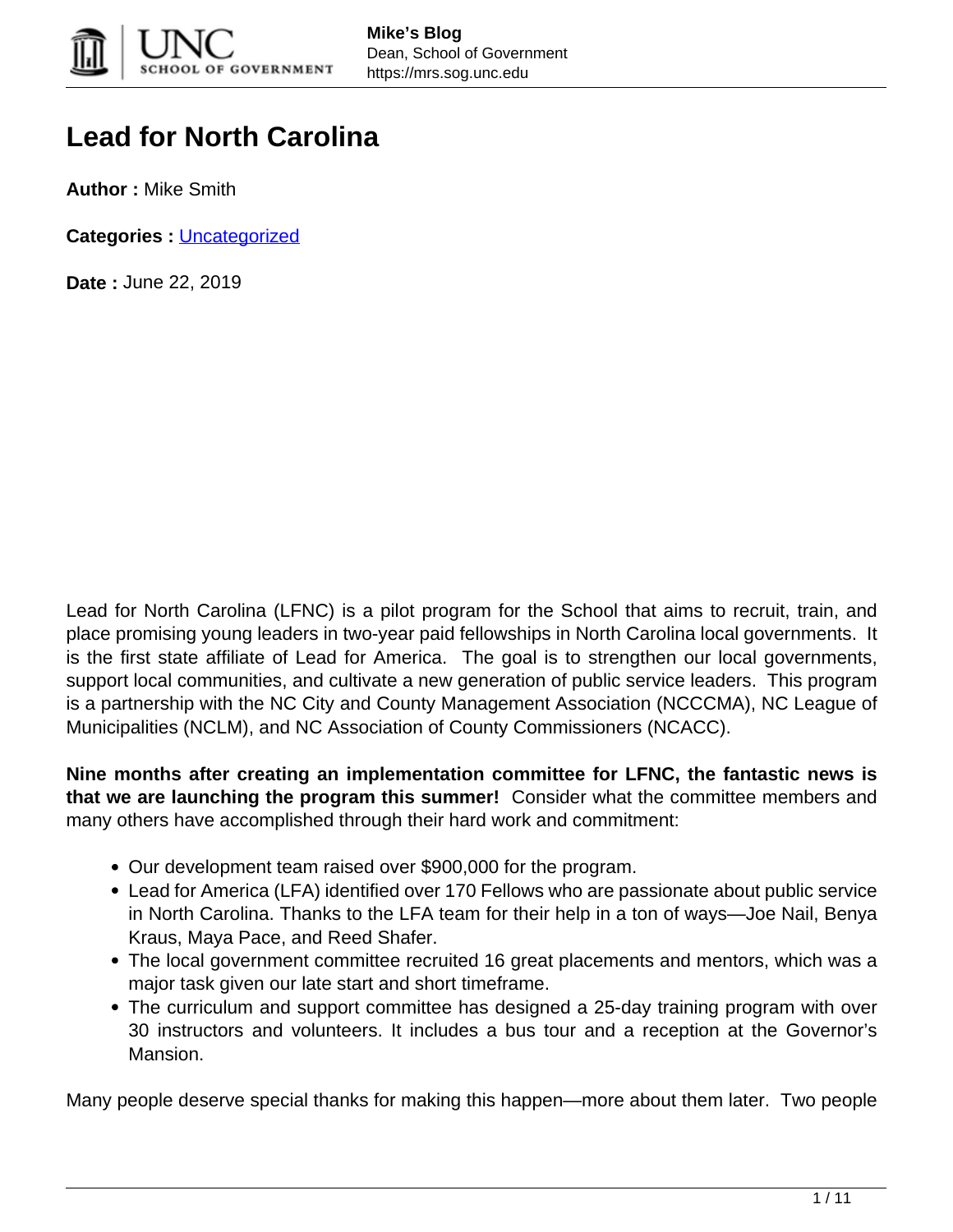# Lead for North Carolina

**Author :** Mike Smith

**Categories :** Uncategorized

**Date :** June 22, 2019

Lead for North Carolina (LFNC) is a pilot program for the School that aims to recruit, train, and place promising young leaders in two-year paid fellowships in North Carolina local governments. It is the first state affiliate of Lead for America. The goal is to strengthen our local governments, support local communities, and cultivate a new generation of public service leaders. This program is a partnership with the NC City and County Management Association (NCCCMA), NC League of Municipalities (NCLM), and NC Association of County Commissioners (NCACC).

**Nine months after creating an implementation committee for LFNC, the fantastic news is that we are launching the program this summer!** Consider what the committee members and many others have accomplished through their hard work and commitment:

- Our development team raised over $900,000 for the program.
- Lead for America (LFA) identified over 170 Fellows who are passionate about public service in North Carolina. Thanks to the LFA team for their help in a ton of ways—Joe Nail, Benya Kraus, Maya Pace, and Reed Shafer.
- The local government committee recruited 16 great placements and mentors, which was a major task given our late start and short timeframe.
- The curriculum and support committee has designed a 25-day training program with over 30 instructors and volunteers. It includes a bus tour and a reception at the Governor's Mansion.

Many people deserve special thanks for making this happen—more about them later. Two people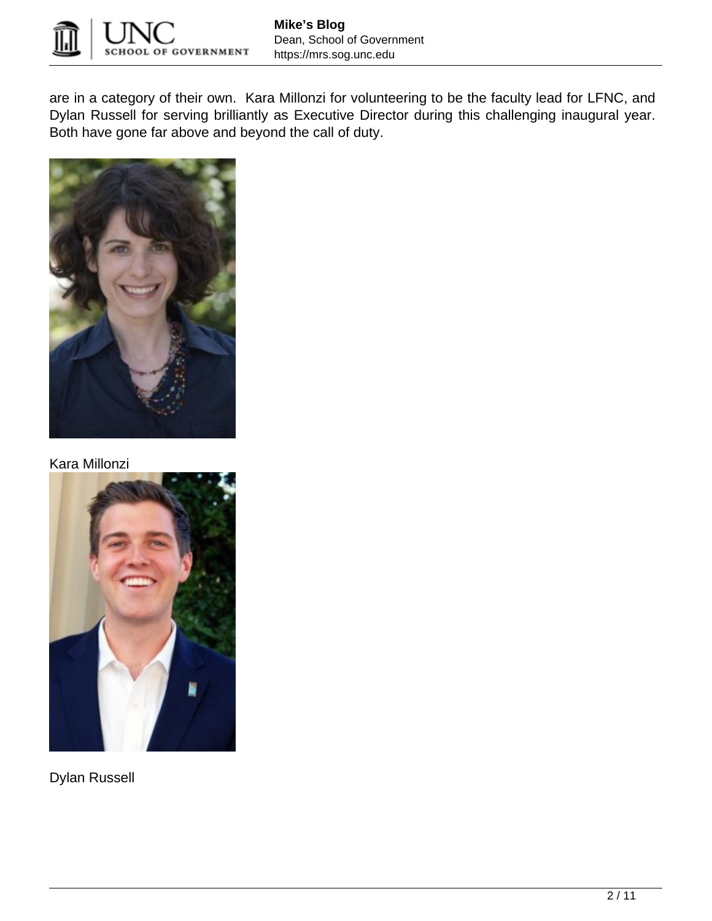are in a category of their own. Kara Millonzi for volunteering to be the faculty lead for LFNC, and Dylan Russell for serving brilliantly as Executive Director during this challenging inaugural year. Both have gone far above and beyond the call of duty.

Kara Millonzi

Dylan Russell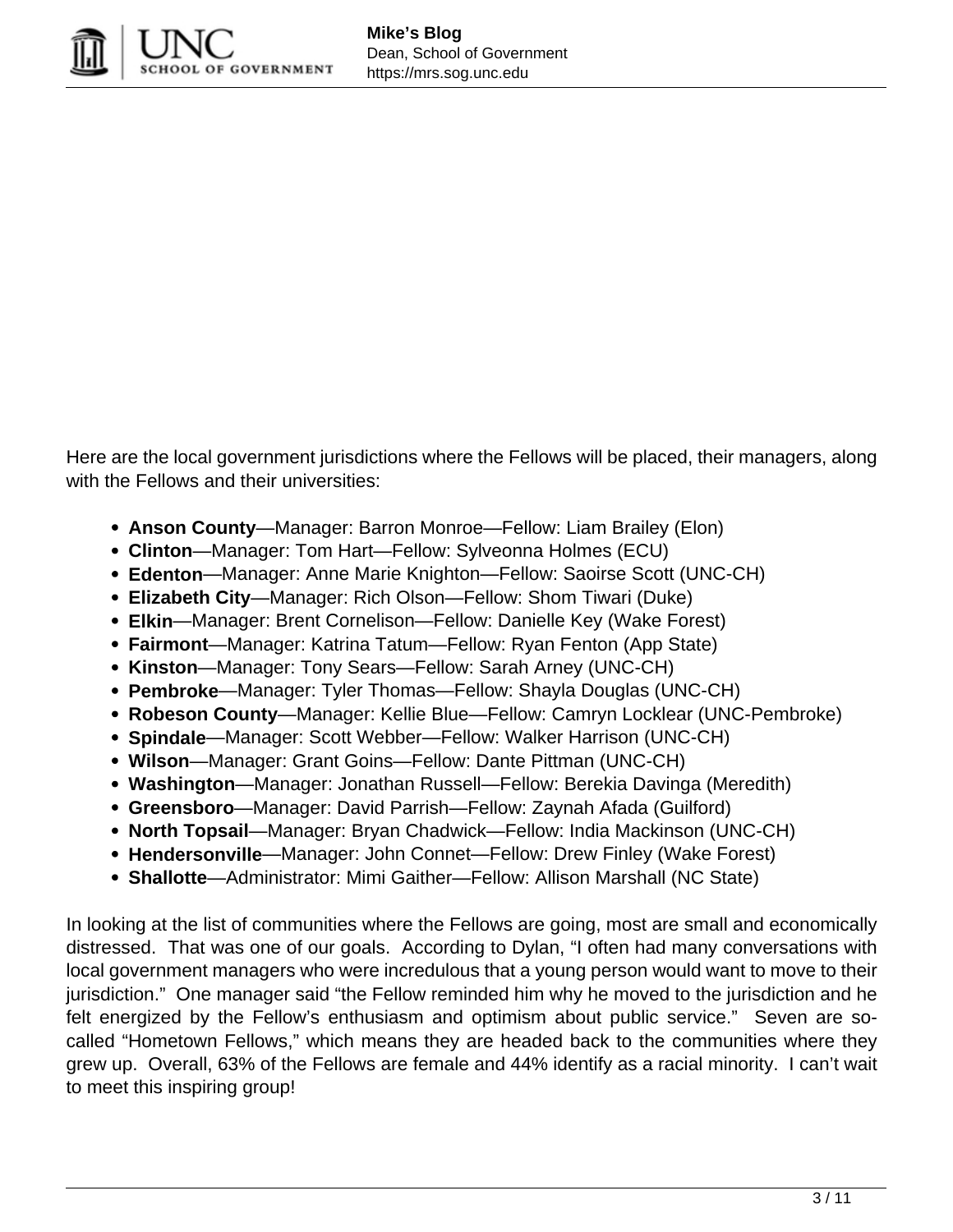Here are the local government jurisdictions where the Fellows will be placed, their managers, along with the Fellows and their universities:

- **Anson County**—Manager: Barron Monroe—Fellow: Liam Brailey (Elon)
- **Clinton**—Manager: Tom Hart—Fellow: Sylveonna Holmes (ECU)
- **Edenton**—Manager: Anne Marie Knighton—Fellow: Saoirse Scott (UNC-CH)
- **Elizabeth City**—Manager: Rich Olson—Fellow: Shom Tiwari (Duke)
- **Elkin**—Manager: Brent Cornelison—Fellow: Danielle Key (Wake Forest)
- **Fairmont**—Manager: Katrina Tatum—Fellow: Ryan Fenton (App State)
- **Kinston**—Manager: Tony Sears—Fellow: Sarah Arney (UNC-CH)
- **Pembroke**—Manager: Tyler Thomas—Fellow: Shayla Douglas (UNC-CH)
- **Robeson County**—Manager: Kellie Blue—Fellow: Camryn Locklear (UNC-Pembroke)
- **Spindale**—Manager: Scott Webber—Fellow: Walker Harrison (UNC-CH)
- **Wilson**—Manager: Grant Goins—Fellow: Dante Pittman (UNC-CH)
- **Washington**—Manager: Jonathan Russell—Fellow: Berekia Davinga (Meredith)
- **Greensboro**—Manager: David Parrish—Fellow: Zaynah Afada (Guilford)
- **North Topsail**—Manager: Bryan Chadwick—Fellow: India Mackinson (UNC-CH)
- **Hendersonville**—Manager: John Connet—Fellow: Drew Finley (Wake Forest)
- **Shallotte**—Administrator: Mimi Gaither—Fellow: Allison Marshall (NC State)

In looking at the list of communities where the Fellows are going, most are small and economically distressed. That was one of our goals. According to Dylan, "I often had many conversations with local government managers who were incredulous that a young person would want to move to their jurisdiction." One manager said "the Fellow reminded him why he moved to the jurisdiction and he felt energized by the Fellow's enthusiasm and optimism about public service." Seven are so-called "Hometown Fellows," which means they are headed back to the communities where they grew up. Overall, 63% of the Fellows are female and 44% identify as a racial minority. I can't wait to meet this inspiring group!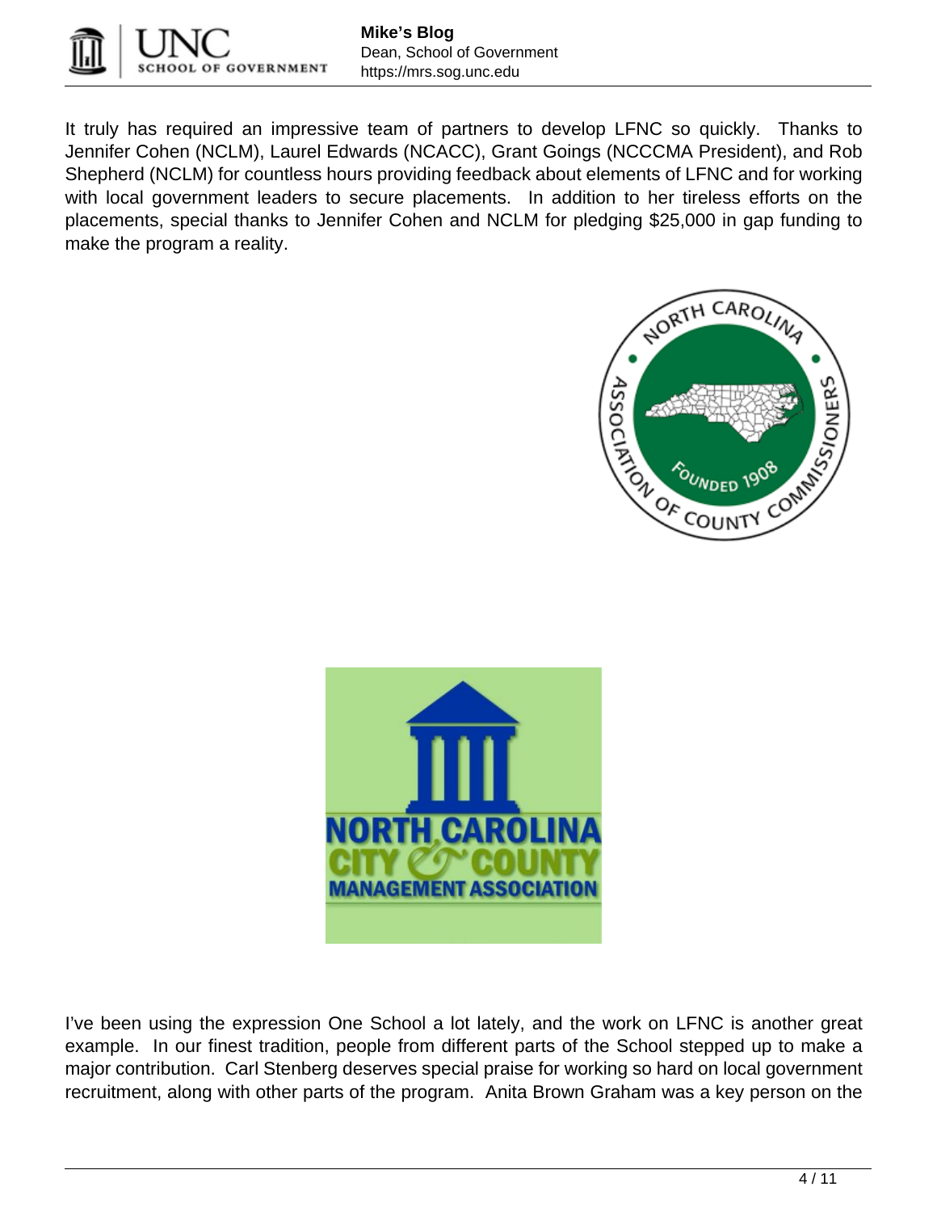It truly has required an impressive team of partners to develop LFNC so quickly. Thanks to Jennifer Cohen (NCLM), Laurel Edwards (NCACC), Grant Goings (NCCCMA President), and Rob Shepherd (NCLM) for countless hours providing feedback about elements of LFNC and for working with local government leaders to secure placements. In addition to her tireless efforts on the placements, special thanks to Jennifer Cohen and NCLM for pledging $25,000 in gap funding to make the program a reality.

I've been using the expression One School a lot lately, and the work on LFNC is another great example. In our finest tradition, people from different parts of the School stepped up to make a major contribution. Carl Stenberg deserves special praise for working so hard on local government recruitment, along with other parts of the program. Anita Brown Graham was a key person on the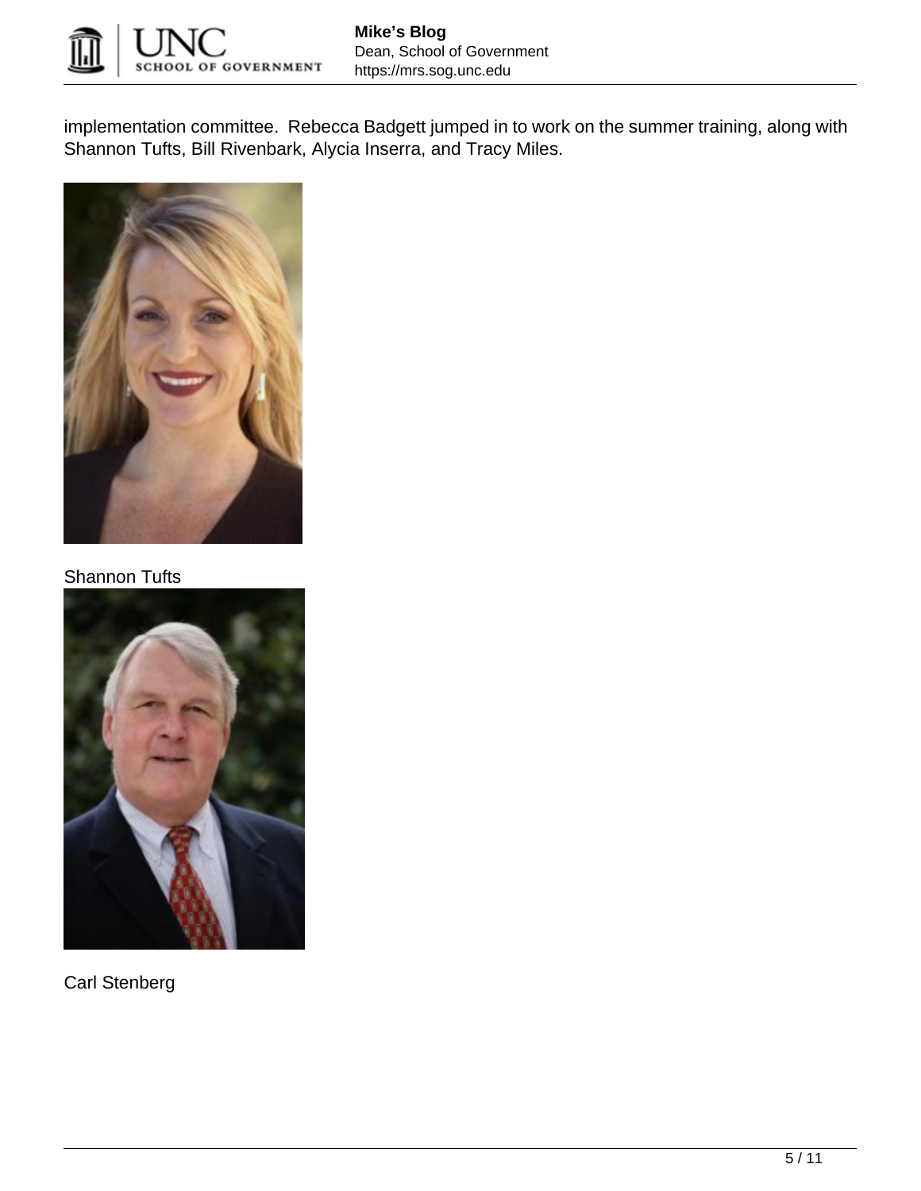implementation committee.  Rebecca Badgett jumped in to work on the summer training, along with Shannon Tufts, Bill Rivenbark, Alycia Inserra, and Tracy Miles.

Shannon Tufts

Carl Stenberg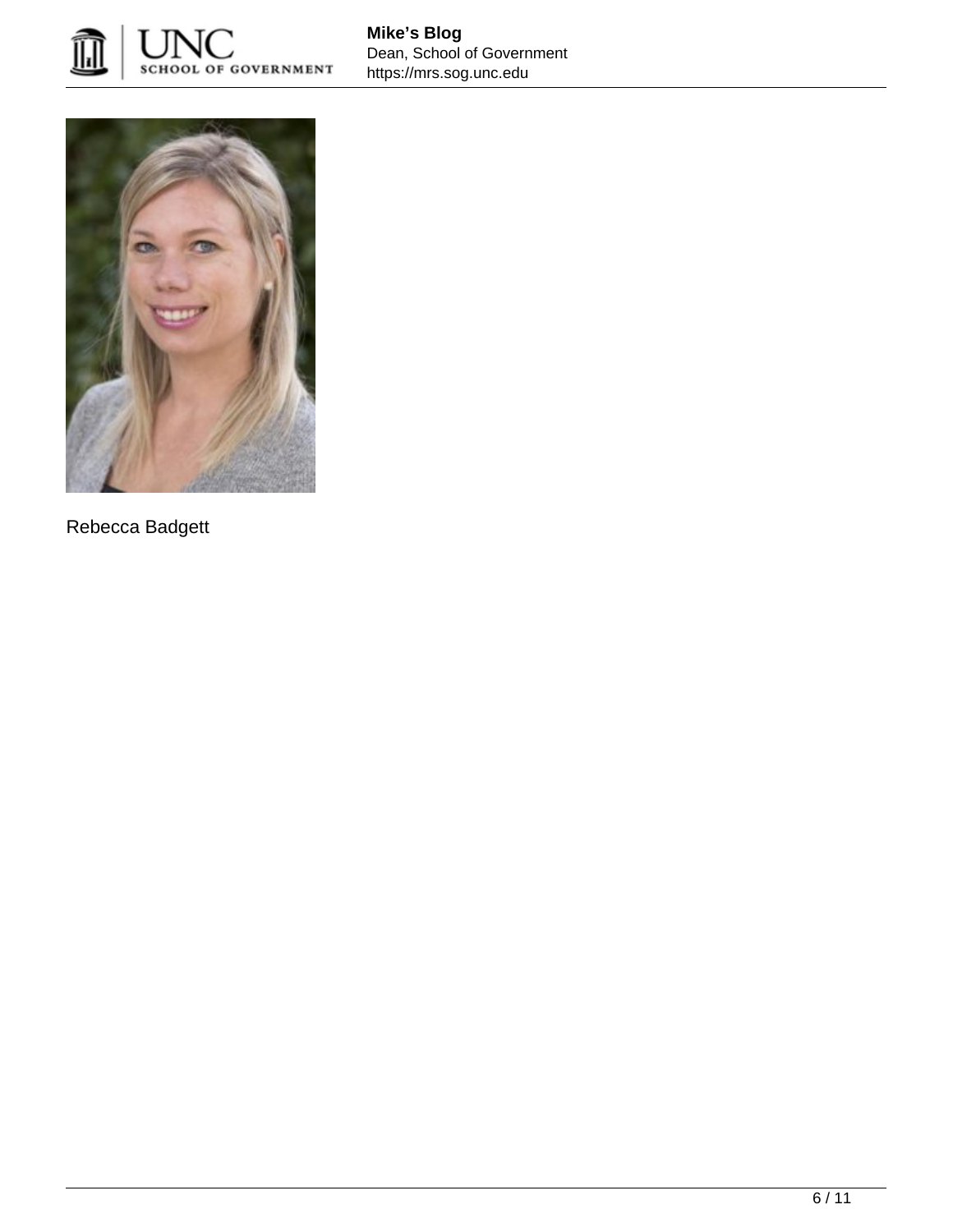Rebecca Badgett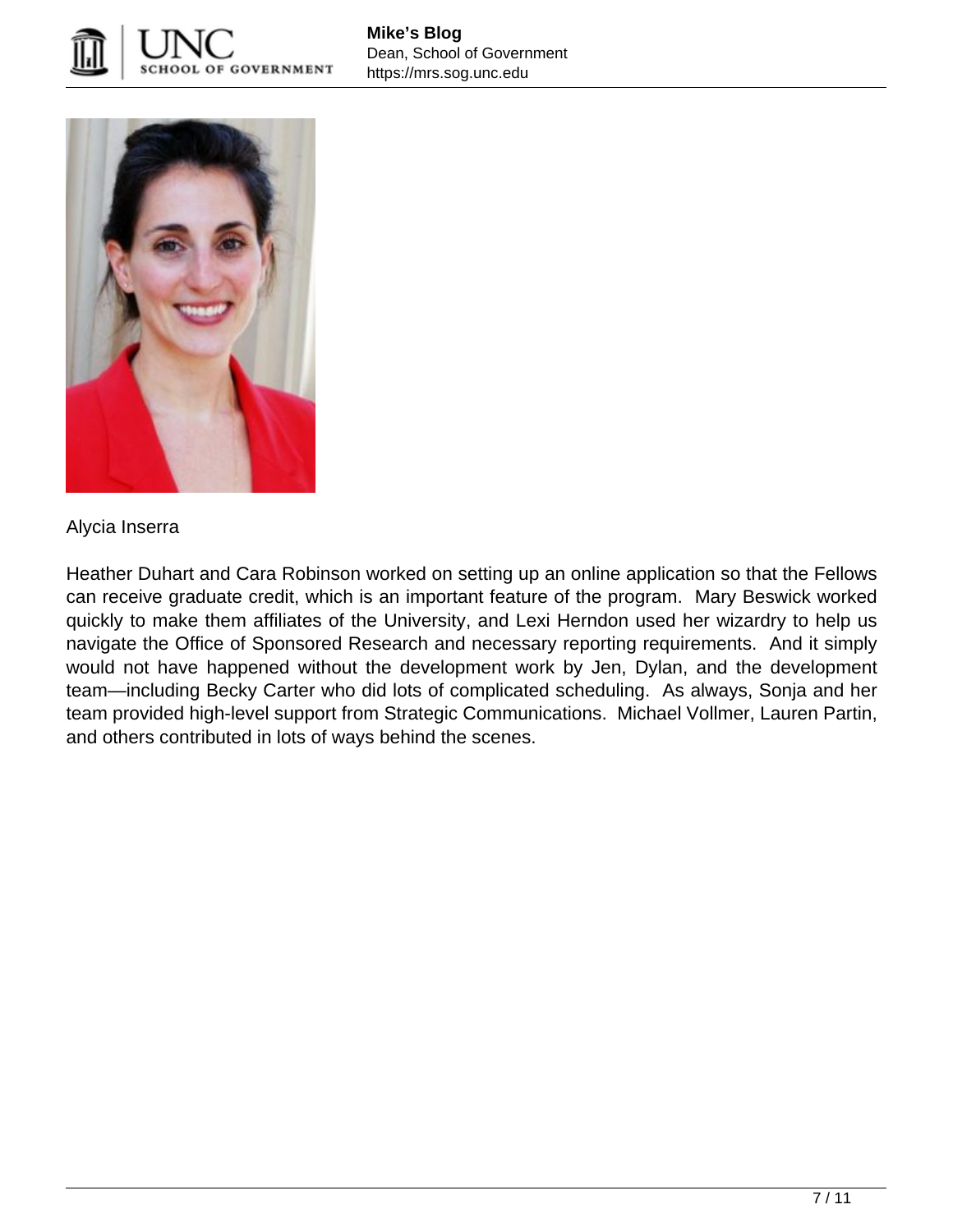Alycia Inserra

Heather Duhart and Cara Robinson worked on setting up an online application so that the Fellows can receive graduate credit, which is an important feature of the program. Mary Beswick worked quickly to make them affiliates of the University, and Lexi Herndon used her wizardry to help us navigate the Office of Sponsored Research and necessary reporting requirements. And it simply would not have happened without the development work by Jen, Dylan, and the development team—including Becky Carter who did lots of complicated scheduling. As always, Sonja and her team provided high-level support from Strategic Communications. Michael Vollmer, Lauren Partin, and others contributed in lots of ways behind the scenes.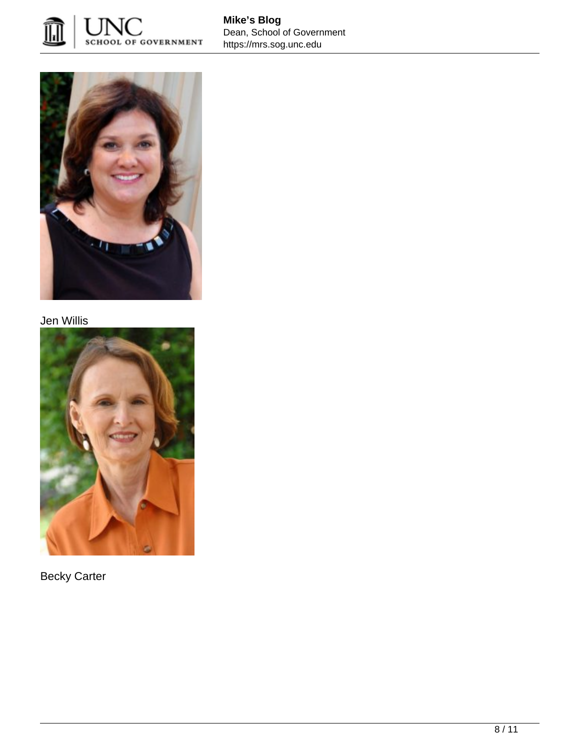Jen Willis

Becky Carter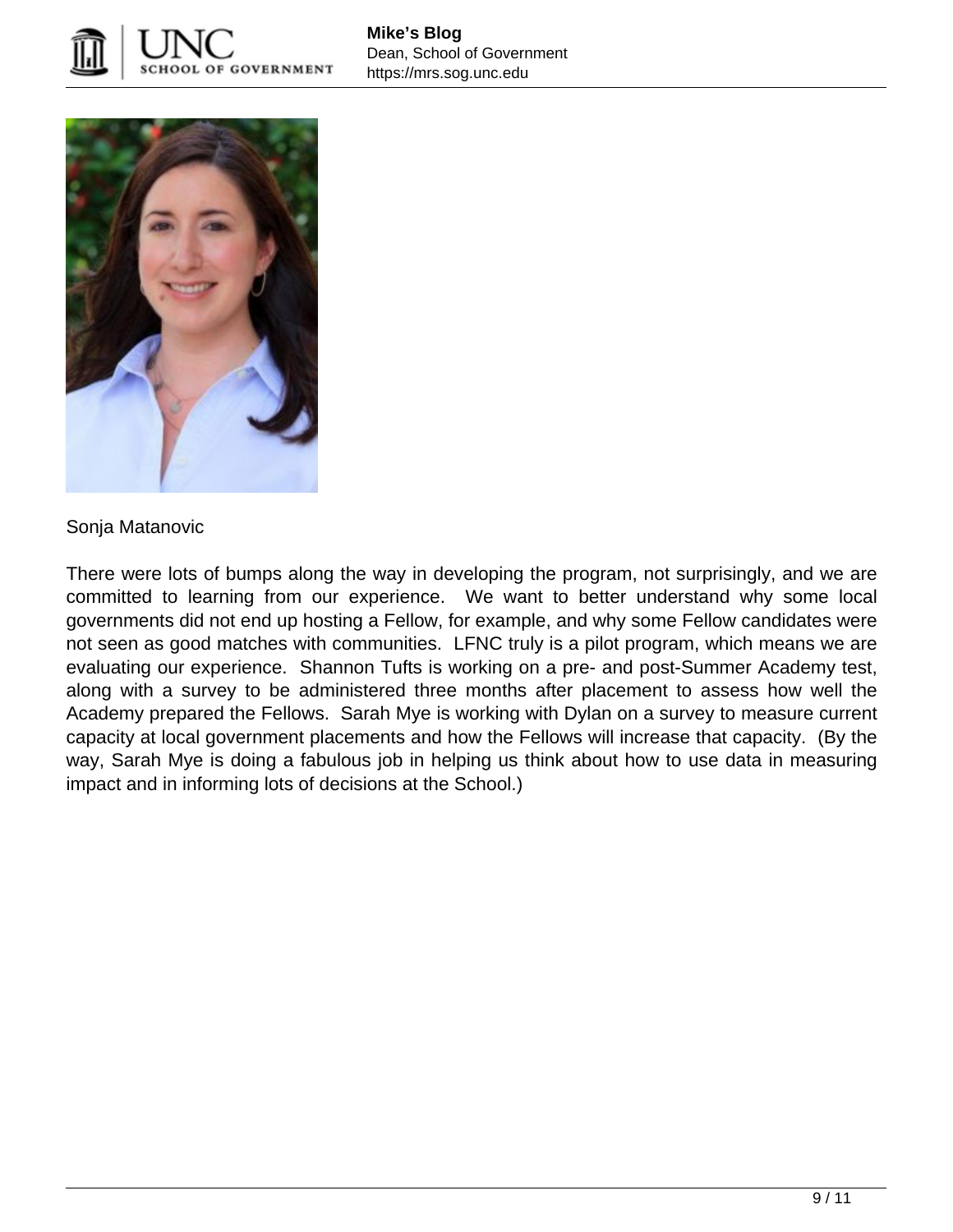Sonja Matanovic

There were lots of bumps along the way in developing the program, not surprisingly, and we are committed to learning from our experience.  We want to better understand why some local governments did not end up hosting a Fellow, for example, and why some Fellow candidates were not seen as good matches with communities.  LFNC truly is a pilot program, which means we are evaluating our experience.  Shannon Tufts is working on a pre- and post-Summer Academy test, along with a survey to be administered three months after placement to assess how well the Academy prepared the Fellows.  Sarah Mye is working with Dylan on a survey to measure current capacity at local government placements and how the Fellows will increase that capacity.  (By the way, Sarah Mye is doing a fabulous job in helping us think about how to use data in measuring impact and in informing lots of decisions at the School.)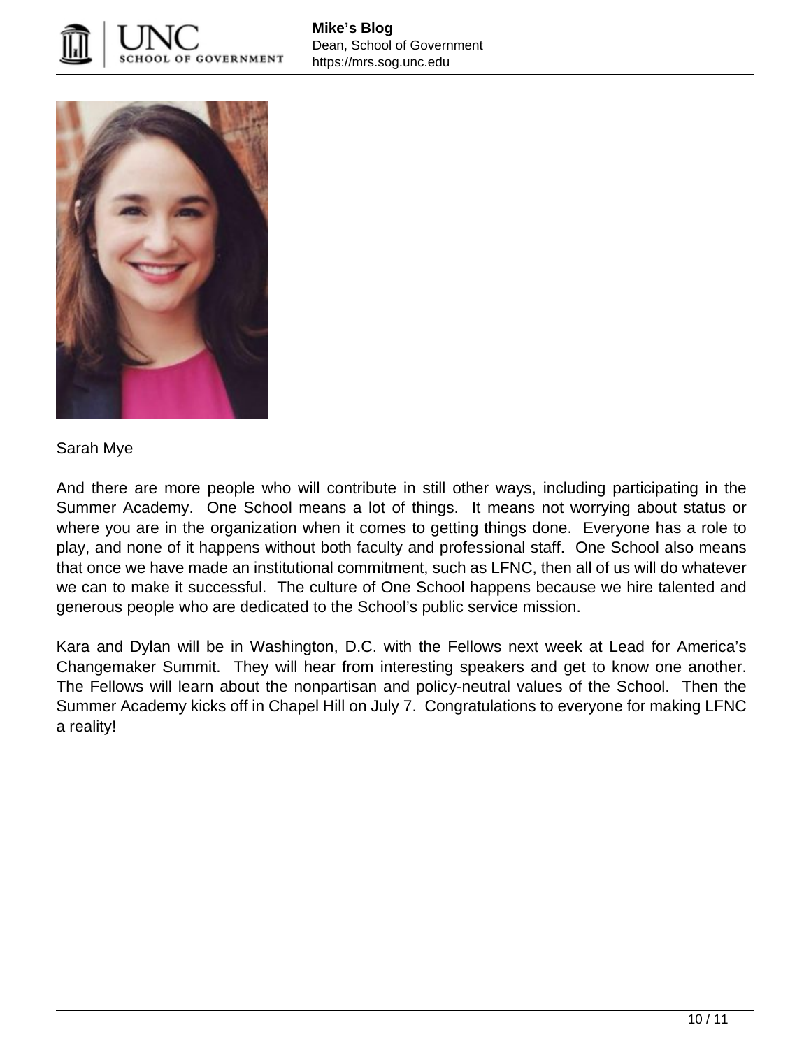Sarah Mye

And there are more people who will contribute in still other ways, including participating in the Summer Academy.  One School means a lot of things.  It means not worrying about status or where you are in the organization when it comes to getting things done.  Everyone has a role to play, and none of it happens without both faculty and professional staff.  One School also means that once we have made an institutional commitment, such as LFNC, then all of us will do whatever we can to make it successful.  The culture of One School happens because we hire talented and generous people who are dedicated to the School's public service mission.

Kara and Dylan will be in Washington, D.C. with the Fellows next week at Lead for America's Changemaker Summit.  They will hear from interesting speakers and get to know one another. The Fellows will learn about the nonpartisan and policy-neutral values of the School.  Then the Summer Academy kicks off in Chapel Hill on July 7.  Congratulations to everyone for making LFNC a reality!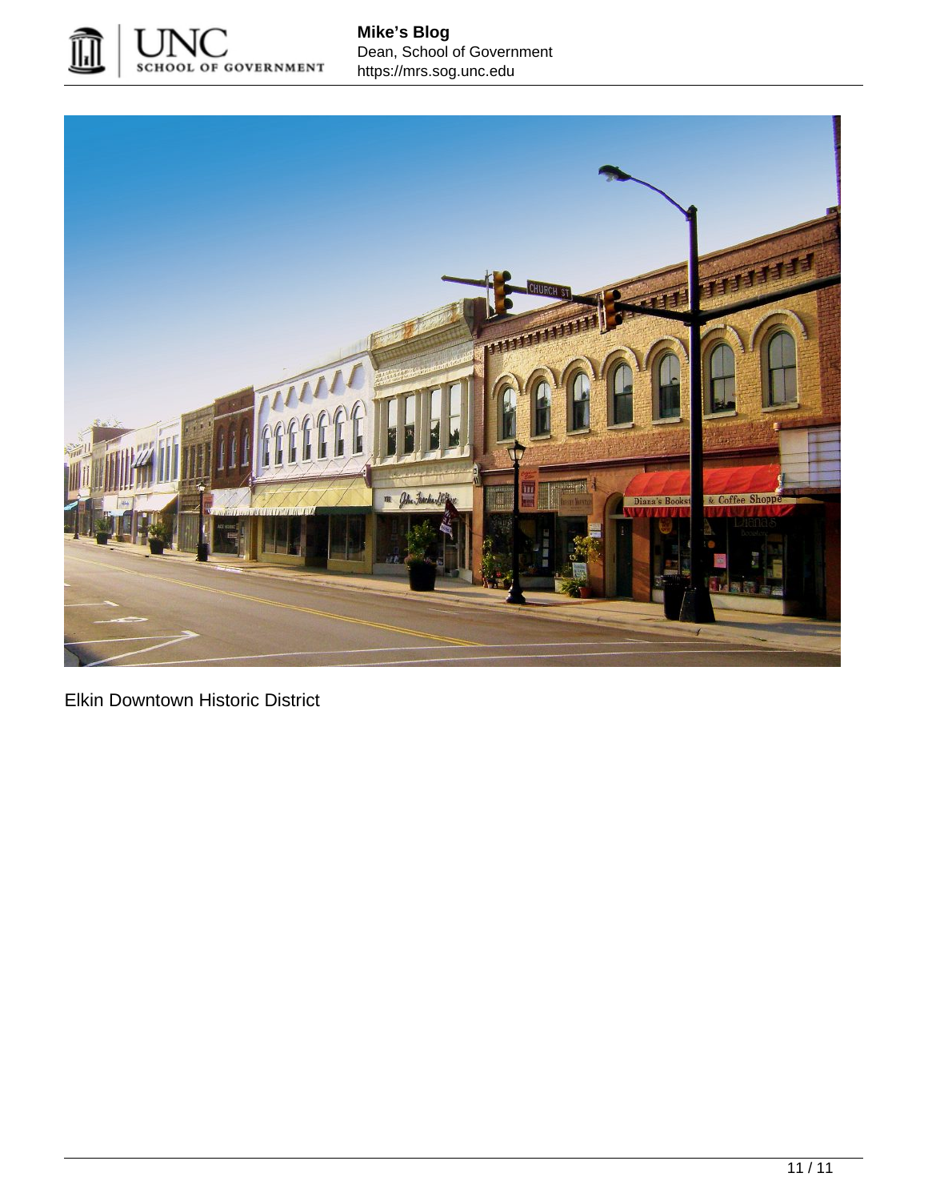Elkin Downtown Historic District